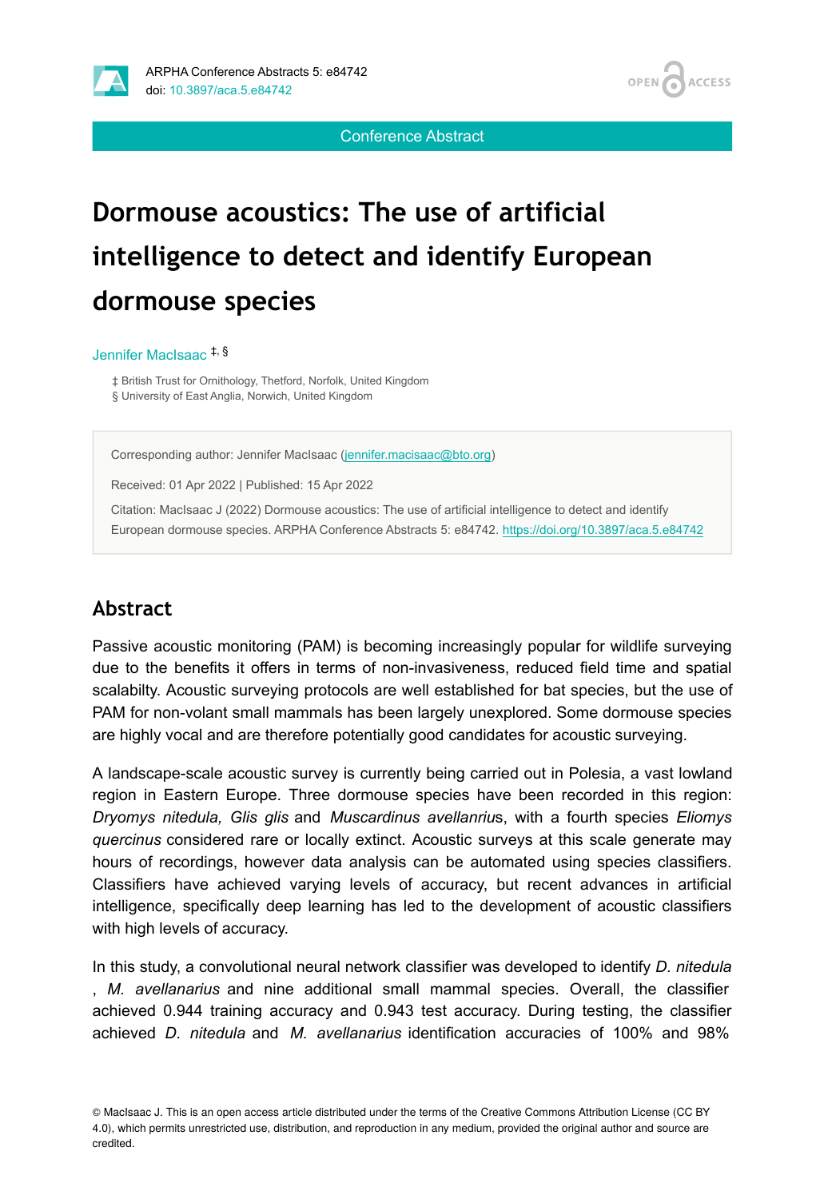Conference Abstract

# Dormouse acoustics: The use of artificial intelligence to detect and identify European dormouse species

Jennifer MacIsaac [‡, §]

‡ British Trust for Ornithology, Thetford, Norfolk, United Kingdom
§ University of East Anglia, Norwich, United Kingdom

Corresponding author: Jennifer MacIsaac (jennifer.macisaac@bto.org)

Received: 01 Apr 2022 | Published: 15 Apr 2022

Citation: MacIsaac J (2022) Dormouse acoustics: The use of artificial intelligence to detect and identify European dormouse species. ARPHA Conference Abstracts 5: e84742. https://doi.org/10.3897/aca.5.e84742

## Abstract

Passive acoustic monitoring (PAM) is becoming increasingly popular for wildlife surveying due to the benefits it offers in terms of non-invasiveness, reduced field time and spatial scalabilty. Acoustic surveying protocols are well established for bat species, but the use of PAM for non-volant small mammals has been largely unexplored. Some dormouse species are highly vocal and are therefore potentially good candidates for acoustic surveying.

A landscape-scale acoustic survey is currently being carried out in Polesia, a vast lowland region in Eastern Europe. Three dormouse species have been recorded in this region: *Dryomys nitedula, Glis glis* and *Muscardinus avellanriu*s, with a fourth species *Eliomys quercinus* considered rare or locally extinct. Acoustic surveys at this scale generate may hours of recordings, however data analysis can be automated using species classifiers. Classifiers have achieved varying levels of accuracy, but recent advances in artificial intelligence, specifically deep learning has led to the development of acoustic classifiers with high levels of accuracy.

In this study, a convolutional neural network classifier was developed to identify *D. nitedula* , *M. avellanarius* and nine additional small mammal species. Overall, the classifier achieved 0.944 training accuracy and 0.943 test accuracy. During testing, the classifier achieved *D. nitedula* and *M. avellanarius* identification accuracies of 100% and 98%

© MacIsaac J. This is an open access article distributed under the terms of the Creative Commons Attribution License (CC BY 4.0), which permits unrestricted use, distribution, and reproduction in any medium, provided the original author and source are credited.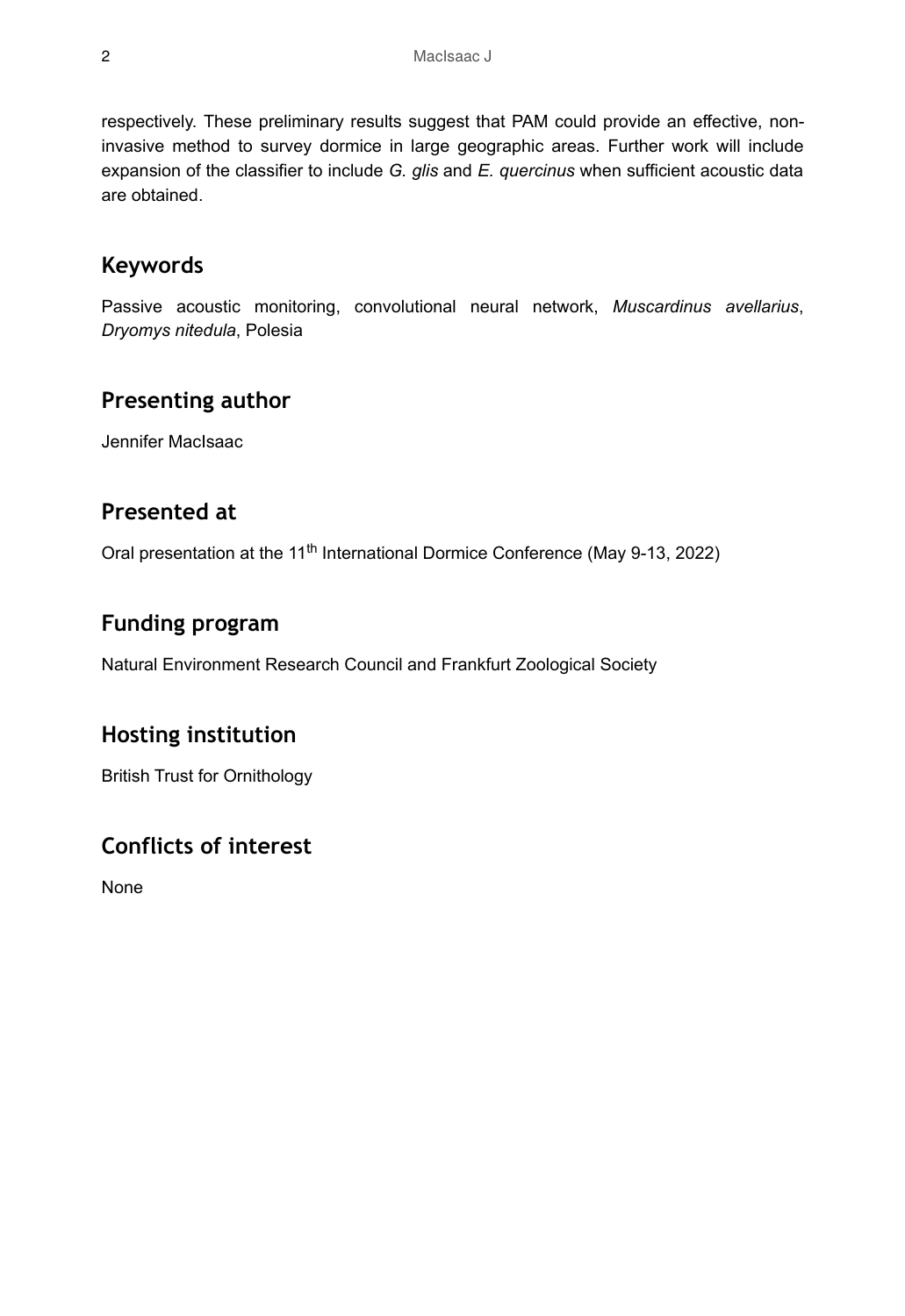respectively. These preliminary results suggest that PAM could provide an effective, non-invasive method to survey dormice in large geographic areas. Further work will include expansion of the classifier to include *G. glis* and *E. quercinus* when sufficient acoustic data are obtained.

## Keywords

Passive acoustic monitoring, convolutional neural network, *Muscardinus avellarius*, *Dryomys nitedula*, Polesia

## Presenting author

Jennifer MacIsaac

## Presented at

Oral presentation at the 11th International Dormice Conference (May 9-13, 2022)

## Funding program

Natural Environment Research Council and Frankfurt Zoological Society

## Hosting institution

British Trust for Ornithology

## Conflicts of interest

None